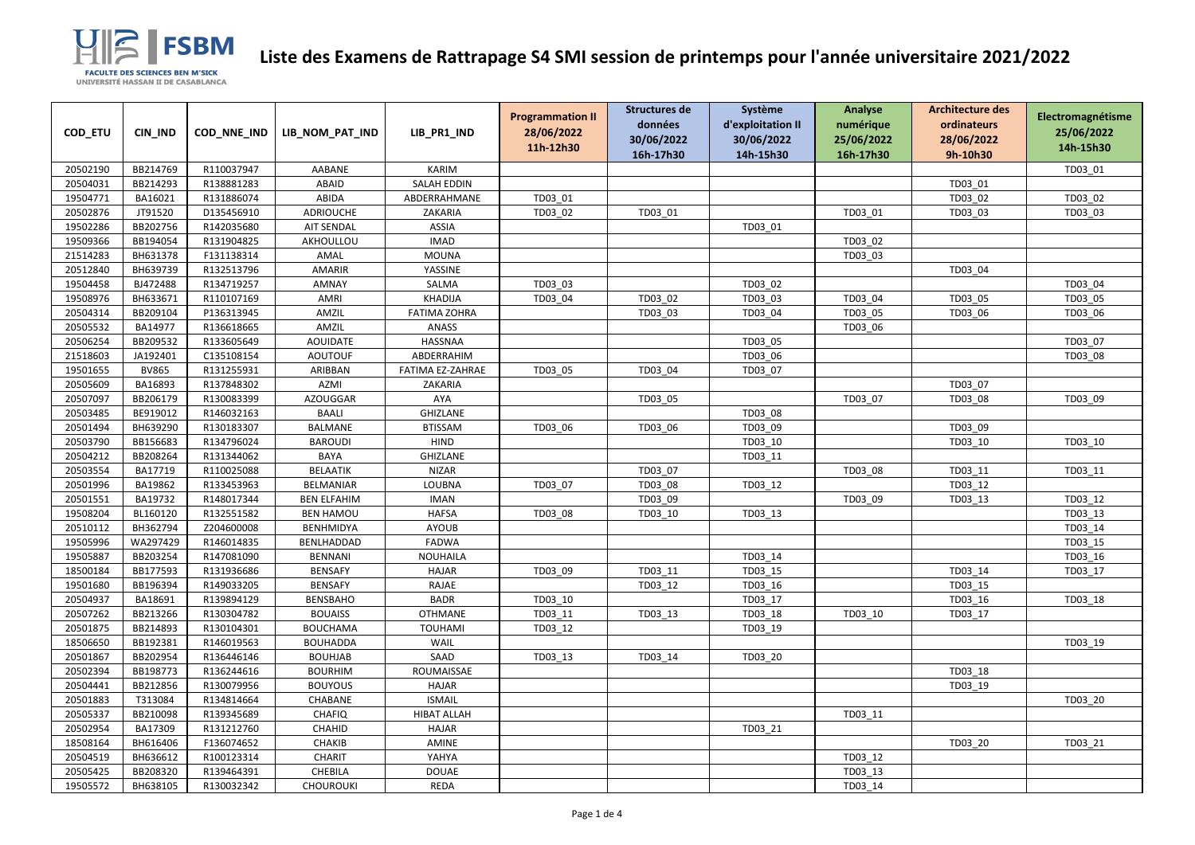# Liste des Examens de Rattrapage S4 SMI session de printemps pour l'année universitaire 2021/2022

| COD_ETU | CIN_IND | COD_NNE_IND | LIB_NOM_PAT_IND | LIB_PR1_IND | Programmation II 28/06/2022 11h-12h30 | Structures de données 30/06/2022 16h-17h30 | Système d'exploitation II 30/06/2022 14h-15h30 | Analyse numérique 25/06/2022 16h-17h30 | Architecture des ordinateurs 28/06/2022 9h-10h30 | Electromagnétisme 25/06/2022 14h-15h30 |
|---|---|---|---|---|---|---|---|---|---|---|
| 20502190 | BB214769 | R110037947 | AABANE | KARIM | | | | | | TD03_01 |
| 20504031 | BB214293 | R138881283 | ABAID | SALAH EDDIN | | | | | TD03_01 | |
| 19504771 | BA16021 | R131886074 | ABIDA | ABDERRAHMANE | TD03_01 | | | | TD03_02 | TD03_02 |
| 20502876 | JT91520 | D135456910 | ADRIOUCHE | ZAKARIA | TD03_02 | TD03_01 | | TD03_01 | TD03_03 | TD03_03 |
| 19502286 | BB202756 | R142035680 | AIT SENDAL | ASSIA | | | TD03_01 | | | |
| 19509366 | BB194054 | R131904825 | AKHOULLOU | IMAD | | | | TD03_02 | | |
| 21514283 | BH631378 | F131138314 | AMAL | MOUNA | | | | TD03_03 | | |
| 20512840 | BH639739 | R132513796 | AMARIR | YASSINE | | | | | TD03_04 | |
| 19504458 | BJ472488 | R134719257 | AMNAY | SALMA | TD03_03 | | TD03_02 | | | TD03_04 |
| 19508976 | BH633671 | R110107169 | AMRI | KHADIJA | TD03_04 | TD03_02 | TD03_03 | TD03_04 | TD03_05 | TD03_05 |
| 20504314 | BB209104 | P136313945 | AMZIL | FATIMA ZOHRA | | TD03_03 | TD03_04 | TD03_05 | TD03_06 | TD03_06 |
| 20505532 | BA14977 | R136618665 | AMZIL | ANASS | | | | TD03_06 | | |
| 20506254 | BB209532 | R133605649 | AOUIDATE | HASSNAA | | | TD03_05 | | | TD03_07 |
| 21518603 | JA192401 | C135108154 | AOUTOUF | ABDERRAHIM | | | TD03_06 | | | TD03_08 |
| 19501655 | BV865 | R131255931 | ARIBBAN | FATIMA EZ-ZAHRAE | TD03_05 | TD03_04 | TD03_07 | | | |
| 20505609 | BA16893 | R137848302 | AZMI | ZAKARIA | | | | | TD03_07 | |
| 20507097 | BB206179 | R130083399 | AZOUGGAR | AYA | | TD03_05 | | TD03_07 | TD03_08 | TD03_09 |
| 20503485 | BE919012 | R146032163 | BAALI | GHIZLANE | | | TD03_08 | | | |
| 20501494 | BH639290 | R130183307 | BALMANE | BTISSAM | TD03_06 | TD03_06 | TD03_09 | | TD03_09 | |
| 20503790 | BB156683 | R134796024 | BAROUDI | HIND | | | TD03_10 | | TD03_10 | TD03_10 |
| 20504212 | BB208264 | R131344062 | BAYA | GHIZLANE | | | TD03_11 | | | |
| 20503554 | BA17719 | R110025088 | BELAATIK | NIZAR | | TD03_07 | | TD03_08 | TD03_11 | TD03_11 |
| 20501996 | BA19862 | R133453963 | BELMANIAR | LOUBNA | TD03_07 | TD03_08 | TD03_12 | | TD03_12 | |
| 20501551 | BA19732 | R148017344 | BEN ELFAHIM | IMAN | | TD03_09 | | TD03_09 | TD03_13 | TD03_12 |
| 19508204 | BL160120 | R132551582 | BEN HAMOU | HAFSA | TD03_08 | TD03_10 | TD03_13 | | | TD03_13 |
| 20510112 | BH362794 | Z204600008 | BENHMIDYA | AYOUB | | | | | | TD03_14 |
| 19505996 | WA297429 | R146014835 | BENLHADDAD | FADWA | | | | | | TD03_15 |
| 19505887 | BB203254 | R147081090 | BENNANI | NOUHAILA | | | TD03_14 | | | TD03_16 |
| 18500184 | BB177593 | R131936686 | BENSAFY | HAJAR | TD03_09 | TD03_11 | TD03_15 | | TD03_14 | TD03_17 |
| 19501680 | BB196394 | R149033205 | BENSAFY | RAJAE | | TD03_12 | TD03_16 | | TD03_15 | |
| 20504937 | BA18691 | R139894129 | BENSBAHO | BADR | TD03_10 | | TD03_17 | | TD03_16 | TD03_18 |
| 20507262 | BB213266 | R130304782 | BOUAISS | OTHMANE | TD03_11 | TD03_13 | TD03_18 | TD03_10 | TD03_17 | |
| 20501875 | BB214893 | R130104301 | BOUCHAMA | TOUHAMI | TD03_12 | | TD03_19 | | | |
| 18506650 | BB192381 | R146019563 | BOUHADDA | WAIL | | | | | | TD03_19 |
| 20501867 | BB202954 | R136446146 | BOUHJAB | SAAD | TD03_13 | TD03_14 | TD03_20 | | | |
| 20502394 | BB198773 | R136244616 | BOURHIM | ROUMAISSAE | | | | | TD03_18 | |
| 20504441 | BB212856 | R130079956 | BOUYOUS | HAJAR | | | | | TD03_19 | |
| 20501883 | T313084 | R134814664 | CHABANE | ISMAIL | | | | | | TD03_20 |
| 20505337 | BB210098 | R139345689 | CHAFIQ | HIBAT ALLAH | | | | TD03_11 | | |
| 20502954 | BA17309 | R131212760 | CHAHID | HAJAR | | | TD03_21 | | | |
| 18508164 | BH616406 | F136074652 | CHAKIB | AMINE | | | | | TD03_20 | TD03_21 |
| 20504519 | BH636612 | R100123314 | CHARIT | YAHYA | | | | TD03_12 | | |
| 20505425 | BB208320 | R139464391 | CHEBILA | DOUAE | | | | TD03_13 | | |
| 19505572 | BH638105 | R130032342 | CHOUROUKI | REDA | | | | TD03_14 | | |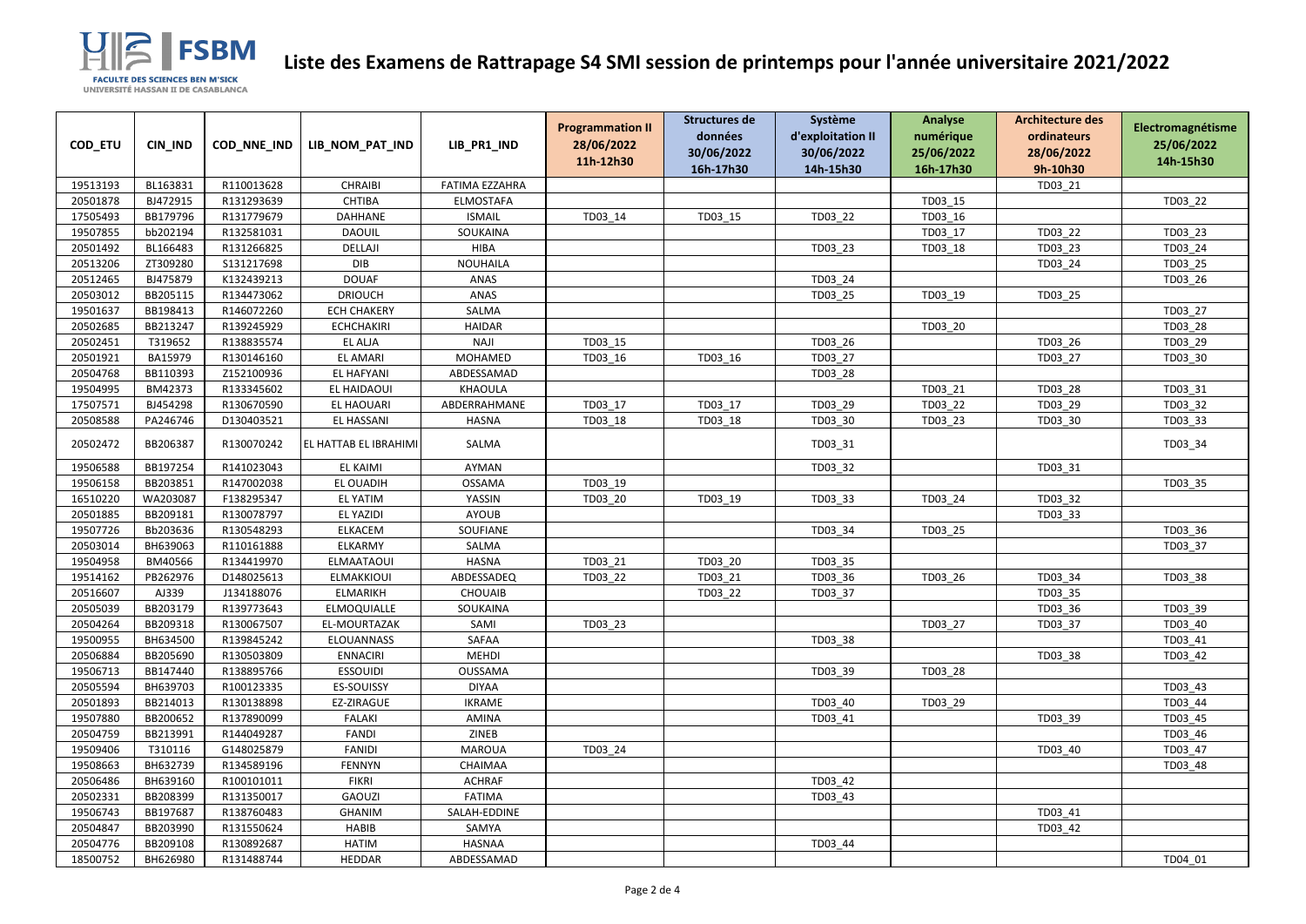# Liste des Examens de Rattrapage S4 SMI session de printemps pour l'année universitaire 2021/2022

| COD_ETU | CIN_IND | COD_NNE_IND | LIB_NOM_PAT_IND | LIB_PR1_IND | Programmation II 28/06/2022 11h-12h30 | Structures de données 30/06/2022 16h-17h30 | Système d'exploitation II 30/06/2022 14h-15h30 | Analyse numérique 25/06/2022 16h-17h30 | Architecture des ordinateurs 28/06/2022 9h-10h30 | Electromagnétisme 25/06/2022 14h-15h30 |
|---|---|---|---|---|---|---|---|---|---|---|
| 19513193 | BL163831 | R110013628 | CHRAIBI | FATIMA EZZAHRA | | | | | TD03_21 | |
| 20501878 | BJ472915 | R131293639 | CHTIBA | ELMOSTAFA | | | | TD03_15 | | TD03_22 |
| 17505493 | BB179796 | R131779679 | DAHHANE | ISMAIL | TD03_14 | TD03_15 | TD03_22 | TD03_16 | | |
| 19507855 | bb202194 | R132581031 | DAOUIL | SOUKAINA | | | | TD03_17 | TD03_22 | TD03_23 |
| 20501492 | BL166483 | R131266825 | DELLAJI | HIBA | | | TD03_23 | TD03_18 | TD03_23 | TD03_24 |
| 20513206 | ZT309280 | S131217698 | DIB | NOUHAILA | | | | | TD03_24 | TD03_25 |
| 20512465 | BJ475879 | K132439213 | DOUAF | ANAS | | | TD03_24 | | | TD03_26 |
| 20503012 | BB205115 | R134473062 | DRIOUCH | ANAS | | | TD03_25 | TD03_19 | TD03_25 | |
| 19501637 | BB198413 | R146072260 | ECH CHAKERY | SALMA | | | | | | TD03_27 |
| 20502685 | BB213247 | R139245929 | ECHCHAKIRI | HAIDAR | | | | TD03_20 | | TD03_28 |
| 20502451 | T319652 | R138835574 | EL ALJA | NAJI | TD03_15 | | TD03_26 | | TD03_26 | TD03_29 |
| 20501921 | BA15979 | R130146160 | EL AMARI | MOHAMED | TD03_16 | TD03_16 | TD03_27 | | TD03_27 | TD03_30 |
| 20504768 | BB110393 | Z152100936 | EL HAFYANI | ABDESSAMAD | | | TD03_28 | | | |
| 19504995 | BM42373 | R133345602 | EL HAIDAOUI | KHAOULA | | | | TD03_21 | TD03_28 | TD03_31 |
| 17507571 | BJ454298 | R130670590 | EL HAOUARI | ABDERRAHMANE | TD03_17 | TD03_17 | TD03_29 | TD03_22 | TD03_29 | TD03_32 |
| 20508588 | PA246746 | D130403521 | EL HASSANI | HASNA | TD03_18 | TD03_18 | TD03_30 | TD03_23 | TD03_30 | TD03_33 |
| 20502472 | BB206387 | R130070242 | EL HATTAB EL IBRAHIMI | SALMA | | | TD03_31 | | | TD03_34 |
| 19506588 | BB197254 | R141023043 | EL KAIMI | AYMAN | | | TD03_32 | | TD03_31 | |
| 19506158 | BB203851 | R147002038 | EL OUADIH | OSSAMA | TD03_19 | | | | | TD03_35 |
| 16510220 | WA203087 | F138295347 | EL YATIM | YASSIN | TD03_20 | TD03_19 | TD03_33 | TD03_24 | TD03_32 | |
| 20501885 | BB209181 | R130078797 | EL YAZIDI | AYOUB | | | | | TD03_33 | |
| 19507726 | Bb203636 | R130548293 | ELKACEM | SOUFIANE | | | TD03_34 | TD03_25 | | TD03_36 |
| 20503014 | BH639063 | R110161888 | ELKARMY | SALMA | | | | | | TD03_37 |
| 19504958 | BM40566 | R134419970 | ELMAATAOUI | HASNA | TD03_21 | TD03_20 | TD03_35 | | | |
| 19514162 | PB262976 | D148025613 | ELMAKKIOUI | ABDESSADEQ | TD03_22 | TD03_21 | TD03_36 | TD03_26 | TD03_34 | TD03_38 |
| 20516607 | AJ339 | J134188076 | ELMARIKH | CHOUAIB | | TD03_22 | TD03_37 | | TD03_35 | |
| 20505039 | BB203179 | R139773643 | ELMOQUIALLE | SOUKAINA | | | | | TD03_36 | TD03_39 |
| 20504264 | BB209318 | R130067507 | EL-MOURTAZAK | SAMI | TD03_23 | | | TD03_27 | TD03_37 | TD03_40 |
| 19500955 | BH634500 | R139845242 | ELOUANNASS | SAFAA | | | TD03_38 | | | TD03_41 |
| 20506884 | BB205690 | R130503809 | ENNACIRI | MEHDI | | | | | TD03_38 | TD03_42 |
| 19506713 | BB147440 | R138895766 | ESSOUIDI | OUSSAMA | | | TD03_39 | TD03_28 | | |
| 20505594 | BH639703 | R100123335 | ES-SOUISSY | DIYAA | | | | | | TD03_43 |
| 20501893 | BB214013 | R130138898 | EZ-ZIRAGUE | IKRAME | | | TD03_40 | TD03_29 | | TD03_44 |
| 19507880 | BB200652 | R137890099 | FALAKI | AMINA | | | TD03_41 | | TD03_39 | TD03_45 |
| 20504759 | BB213991 | R144049287 | FANDI | ZINEB | | | | | | TD03_46 |
| 19509406 | T310116 | G148025879 | FANIDI | MAROUA | TD03_24 | | | | TD03_40 | TD03_47 |
| 19508663 | BH632739 | R134589196 | FENNYN | CHAIMAA | | | | | | TD03_48 |
| 20506486 | BH639160 | R100101011 | FIKRI | ACHRAF | | | TD03_42 | | | |
| 20502331 | BB208399 | R131350017 | GAOUZI | FATIMA | | | TD03_43 | | | |
| 19506743 | BB197687 | R138760483 | GHANIM | SALAH-EDDINE | | | | | TD03_41 | |
| 20504847 | BB203990 | R131550624 | HABIB | SAMYA | | | | | TD03_42 | |
| 20504776 | BB209108 | R130892687 | HATIM | HASNAA | | | TD03_44 | | | |
| 18500752 | BH626980 | R131488744 | HEDDAR | ABDESSAMAD | | | | | | TD04_01 |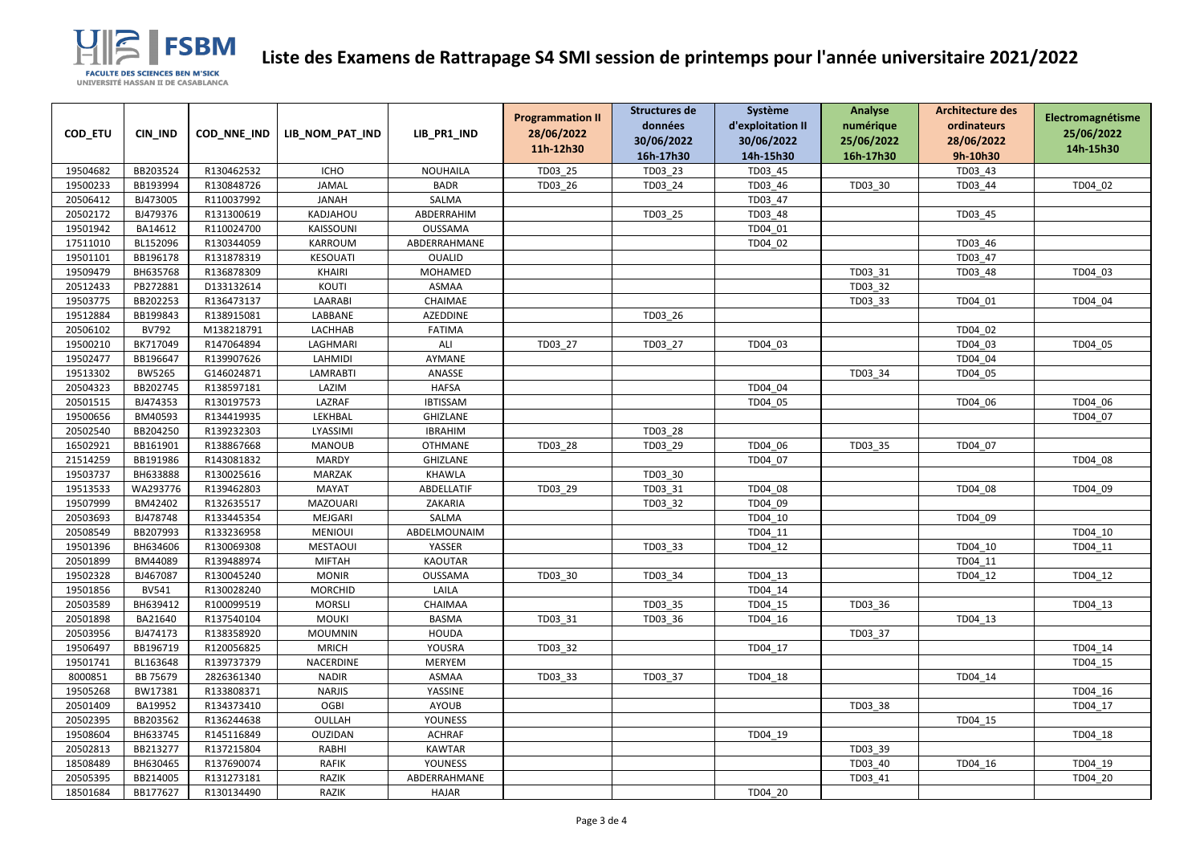# Liste des Examens de Rattrapage S4 SMI session de printemps pour l'année universitaire 2021/2022

| COD_ETU | CIN_IND | COD_NNE_IND | LIB_NOM_PAT_IND | LIB_PR1_IND | Programmation II 28/06/2022 11h-12h30 | Structures de données 30/06/2022 16h-17h30 | Système d'exploitation II 30/06/2022 14h-15h30 | Analyse numérique 25/06/2022 16h-17h30 | Architecture des ordinateurs 28/06/2022 9h-10h30 | Electromagnétisme 25/06/2022 14h-15h30 |
|---|---|---|---|---|---|---|---|---|---|---|
| 19504682 | BB203524 | R130462532 | ICHO | NOUHAILA | TD03_25 | TD03_23 | TD03_45 | | TD03_43 | |
| 19500233 | BB193994 | R130848726 | JAMAL | BADR | TD03_26 | TD03_24 | TD03_46 | TD03_30 | TD03_44 | TD04_02 |
| 20506412 | BJ473005 | R110037992 | JANAH | SALMA | | | TD03_47 | | | |
| 20502172 | BJ479376 | R131300619 | KADJAHOU | ABDERRAHIM | | TD03_25 | TD03_48 | | TD03_45 | |
| 19501942 | BA14612 | R110024700 | KAISSOUNI | OUSSAMA | | | TD04_01 | | | |
| 17511010 | BL152096 | R130344059 | KARROUM | ABDERRAHMANE | | | TD04_02 | | TD03_46 | |
| 19501101 | BB196178 | R131878319 | KESOUATI | OUALID | | | | | TD03_47 | |
| 19509479 | BH635768 | R136878309 | KHAIRI | MOHAMED | | | | TD03_31 | TD03_48 | TD04_03 |
| 20512433 | PB272881 | D133132614 | KOUTI | ASMAA | | | | TD03_32 | | |
| 19503775 | BB202253 | R136473137 | LAARABI | CHAIMAE | | | | TD03_33 | TD04_01 | TD04_04 |
| 19512884 | BB199843 | R138915081 | LABBANE | AZEDDINE | | TD03_26 | | | | |
| 20506102 | BV792 | M138218791 | LACHHAB | FATIMA | | | | | TD04_02 | |
| 19500210 | BK717049 | R147064894 | LAGHMARI | ALI | TD03_27 | TD03_27 | TD04_03 | | TD04_03 | TD04_05 |
| 19502477 | BB196647 | R139907626 | LAHMIDI | AYMANE | | | | | TD04_04 | |
| 19513302 | BW5265 | G146024871 | LAMRABTI | ANASSE | | | | TD03_34 | TD04_05 | |
| 20504323 | BB202745 | R138597181 | LAZIM | HAFSA | | | TD04_04 | | | |
| 20501515 | BJ474353 | R130197573 | LAZRAF | IBTISSAM | | | TD04_05 | | TD04_06 | TD04_06 |
| 19500656 | BM40593 | R134419935 | LEKHBAL | GHIZLANE | | | | | | TD04_07 |
| 20502540 | BB204250 | R139232303 | LYASSIMI | IBRAHIM | | TD03_28 | | | | |
| 16502921 | BB161901 | R138867668 | MANOUB | OTHMANE | TD03_28 | TD03_29 | TD04_06 | TD03_35 | TD04_07 | |
| 21514259 | BB191986 | R143081832 | MARDY | GHIZLANE | | | TD04_07 | | | TD04_08 |
| 19503737 | BH633888 | R130025616 | MARZAK | KHAWLA | | TD03_30 | | | | |
| 19513533 | WA293776 | R139462803 | MAYAT | ABDELLATIF | TD03_29 | TD03_31 | TD04_08 | | TD04_08 | TD04_09 |
| 19507999 | BM42402 | R132635517 | MAZOUARI | ZAKARIA | | TD03_32 | TD04_09 | | | |
| 20503693 | BJ478748 | R133445354 | MEJGARI | SALMA | | | TD04_10 | | TD04_09 | |
| 20508549 | BB207993 | R133236958 | MENIOUI | ABDELMOUNAIM | | | TD04_11 | | | TD04_10 |
| 19501396 | BH634606 | R130069308 | MESTAOUI | YASSER | | TD03_33 | TD04_12 | | TD04_10 | TD04_11 |
| 20501899 | BM44089 | R139488974 | MIFTAH | KAOUTAR | | | | | TD04_11 | |
| 19502328 | BJ467087 | R130045240 | MONIR | OUSSAMA | TD03_30 | TD03_34 | TD04_13 | | TD04_12 | TD04_12 |
| 19501856 | BV541 | R130028240 | MORCHID | LAILA | | | TD04_14 | | | |
| 20503589 | BH639412 | R100099519 | MORSLI | CHAIMAA | | TD03_35 | TD04_15 | TD03_36 | | TD04_13 |
| 20501898 | BA21640 | R137540104 | MOUKI | BASMA | TD03_31 | TD03_36 | TD04_16 | | TD04_13 | |
| 20503956 | BJ474173 | R138358920 | MOUMNIN | HOUDA | | | | TD03_37 | | |
| 19506497 | BB196719 | R120056825 | MRICH | YOUSRA | TD03_32 | | TD04_17 | | | TD04_14 |
| 19501741 | BL163648 | R139737379 | NACERDINE | MERYEM | | | | | | TD04_15 |
| 8000851 | BB 75679 | 2826361340 | NADIR | ASMAA | TD03_33 | TD03_37 | TD04_18 | | TD04_14 | |
| 19505268 | BW17381 | R133808371 | NARJIS | YASSINE | | | | | | TD04_16 |
| 20501409 | BA19952 | R134373410 | OGBI | AYOUB | | | | TD03_38 | | TD04_17 |
| 20502395 | BB203562 | R136244638 | OULLAH | YOUNESS | | | | | TD04_15 | |
| 19508604 | BH633745 | R145116849 | OUZIDAN | ACHRAF | | | TD04_19 | | | TD04_18 |
| 20502813 | BB213277 | R137215804 | RABHI | KAWTAR | | | | TD03_39 | | |
| 18508489 | BH630465 | R137690074 | RAFIK | YOUNESS | | | | TD03_40 | TD04_16 | TD04_19 |
| 20505395 | BB214005 | R131273181 | RAZIK | ABDERRAHMANE | | | | TD03_41 | | TD04_20 |
| 18501684 | BB177627 | R130134490 | RAZIK | HAJAR | | | TD04_20 | | | |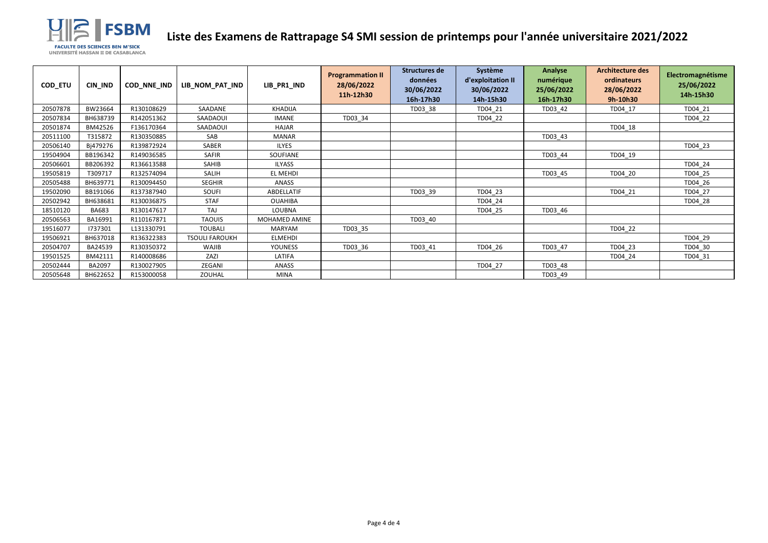# Liste des Examens de Rattrapage S4 SMI session de printemps pour l'année universitaire 2021/2022

| COD_ETU | CIN_IND | COD_NNE_IND | LIB_NOM_PAT_IND | LIB_PR1_IND | Programmation II 28/06/2022 11h-12h30 | Structures de données 30/06/2022 16h-17h30 | Système d'exploitation II 30/06/2022 14h-15h30 | Analyse numérique 25/06/2022 16h-17h30 | Architecture des ordinateurs 28/06/2022 9h-10h30 | Electromagnétisme 25/06/2022 14h-15h30 |
|---|---|---|---|---|---|---|---|---|---|---|
| 20507878 | BW23664 | R130108629 | SAADANE | KHADIJA | | TD03_38 | TD04_21 | TD03_42 | TD04_17 | TD04_21 |
| 20507834 | BH638739 | R142051362 | SAADAOUI | IMANE | TD03_34 | | TD04_22 | | | TD04_22 |
| 20501874 | BM42526 | F136170364 | SAADAOUI | HAJAR | | | | | TD04_18 | |
| 20511100 | T315872 | R130350885 | SAB | MANAR | | | | TD03_43 | | |
| 20506140 | Bj479276 | R139872924 | SABER | ILYES | | | | | | TD04_23 |
| 19504904 | BB196342 | R149036585 | SAFIR | SOUFIANE | | | | TD03_44 | TD04_19 | |
| 20506601 | BB206392 | R136613588 | SAHIB | ILYASS | | | | | | TD04_24 |
| 19505819 | T309717 | R132574094 | SALIH | EL MEHDI | | | | TD03_45 | TD04_20 | TD04_25 |
| 20505488 | BH639771 | R130094450 | SEGHIR | ANASS | | | | | | TD04_26 |
| 19502090 | BB191066 | R137387940 | SOUFI | ABDELLATIF | | TD03_39 | TD04_23 | | TD04_21 | TD04_27 |
| 20502942 | BH638681 | R130036875 | STAF | OUAHIBA | | | TD04_24 | | | TD04_28 |
| 18510120 | BA683 | R130147617 | TAJ | LOUBNA | | | TD04_25 | TD03_46 | | |
| 20506563 | BA16991 | R110167871 | TAOUIS | MOHAMED AMINE | | TD03_40 | | | | |
| 19516077 | I737301 | L131330791 | TOUBALI | MARYAM | TD03_35 | | | | TD04_22 | |
| 19506921 | BH637018 | R136322383 | TSOULI FAROUKH | ELMEHDI | | | | | | TD04_29 |
| 20504707 | BA24539 | R130350372 | WAJIB | YOUNESS | TD03_36 | TD03_41 | TD04_26 | TD03_47 | TD04_23 | TD04_30 |
| 19501525 | BM42111 | R140008686 | ZAZI | LATIFA | | | | | TD04_24 | TD04_31 |
| 20502444 | BA2097 | R130027905 | ZEGANI | ANASS | | | TD04_27 | TD03_48 | | |
| 20505648 | BH622652 | R153000058 | ZOUHAL | MINA | | | | TD03_49 | | |